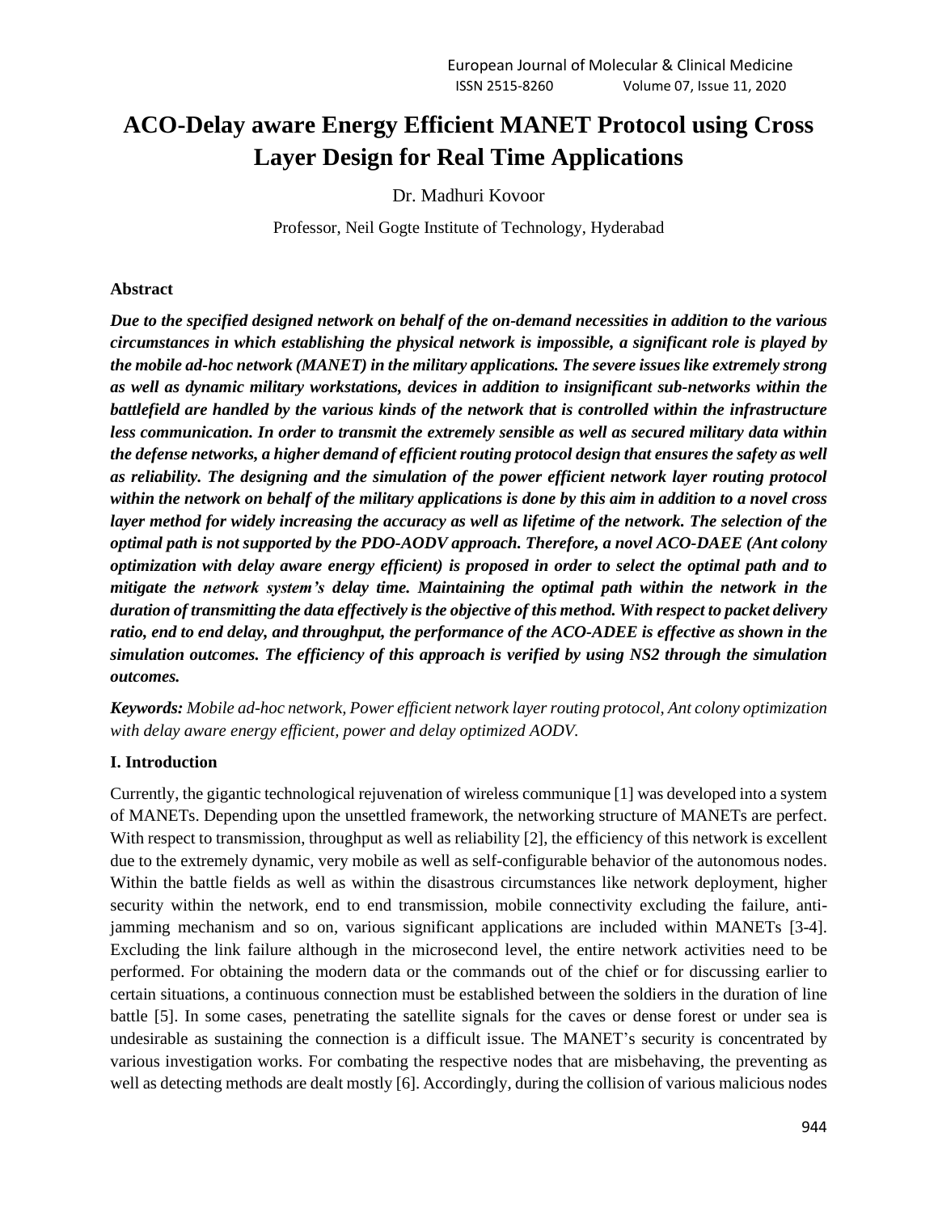# ACO-Delay aware Energy Efficient MANET Protocol using Cross Layer Design for Real Time Applications

Dr. Madhuri Kovoor

Professor, Neil Gogte Institute of Technology, Hyderabad

**Abstract**

***Due to the specified designed network on behalf of the on-demand necessities in addition to the various circumstances in which establishing the physical network is impossible, a significant role is played by the mobile ad-hoc network (MANET) in the military applications. The severe issues like extremely strong as well as dynamic military workstations, devices in addition to insignificant sub-networks within the battlefield are handled by the various kinds of the network that is controlled within the infrastructure less communication. In order to transmit the extremely sensible as well as secured military data within the defense networks, a higher demand of efficient routing protocol design that ensures the safety as well as reliability. The designing and the simulation of the power efficient network layer routing protocol within the network on behalf of the military applications is done by this aim in addition to a novel cross layer method for widely increasing the accuracy as well as lifetime of the network. The selection of the optimal path is not supported by the PDO-AODV approach. Therefore, a novel ACO-DAEE (Ant colony optimization with delay aware energy efficient) is proposed in order to select the optimal path and to mitigate the network system's delay time. Maintaining the optimal path within the network in the duration of transmitting the data effectively is the objective of this method. With respect to packet delivery ratio, end to end delay, and throughput, the performance of the ACO-ADEE is effective as shown in the simulation outcomes. The efficiency of this approach is verified by using NS2 through the simulation outcomes.***

***Keywords:*** *Mobile ad-hoc network, Power efficient network layer routing protocol, Ant colony optimization with delay aware energy efficient, power and delay optimized AODV.*

## I. Introduction

Currently, the gigantic technological rejuvenation of wireless communique [1] was developed into a system of MANETs. Depending upon the unsettled framework, the networking structure of MANETs are perfect. With respect to transmission, throughput as well as reliability [2], the efficiency of this network is excellent due to the extremely dynamic, very mobile as well as self-configurable behavior of the autonomous nodes. Within the battle fields as well as within the disastrous circumstances like network deployment, higher security within the network, end to end transmission, mobile connectivity excluding the failure, anti-jamming mechanism and so on, various significant applications are included within MANETs [3-4]. Excluding the link failure although in the microsecond level, the entire network activities need to be performed. For obtaining the modern data or the commands out of the chief or for discussing earlier to certain situations, a continuous connection must be established between the soldiers in the duration of line battle [5]. In some cases, penetrating the satellite signals for the caves or dense forest or under sea is undesirable as sustaining the connection is a difficult issue. The MANET's security is concentrated by various investigation works. For combating the respective nodes that are misbehaving, the preventing as well as detecting methods are dealt mostly [6]. Accordingly, during the collision of various malicious nodes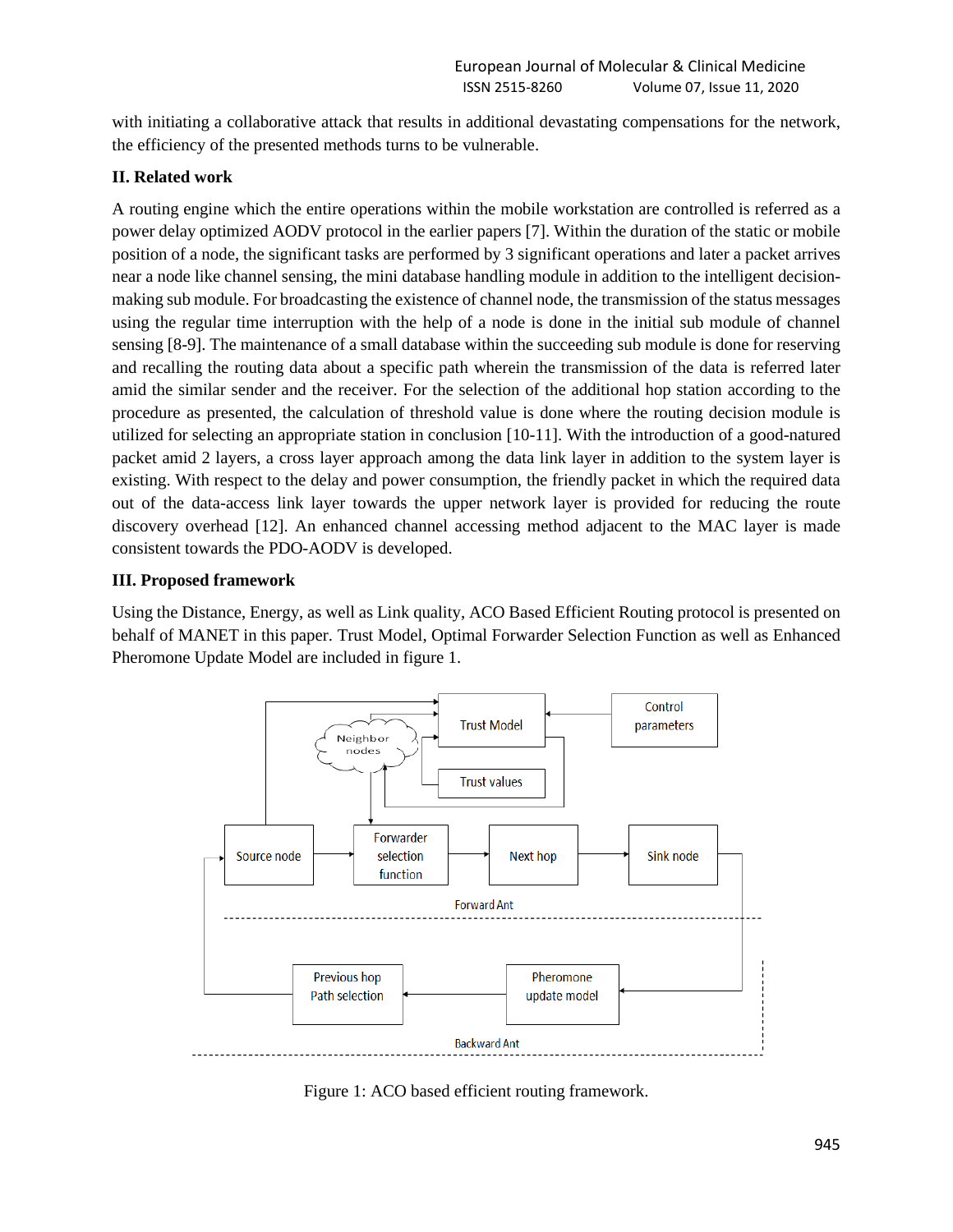with initiating a collaborative attack that results in additional devastating compensations for the network, the efficiency of the presented methods turns to be vulnerable.

## II. Related work

A routing engine which the entire operations within the mobile workstation are controlled is referred as a power delay optimized AODV protocol in the earlier papers [7]. Within the duration of the static or mobile position of a node, the significant tasks are performed by 3 significant operations and later a packet arrives near a node like channel sensing, the mini database handling module in addition to the intelligent decision-making sub module. For broadcasting the existence of channel node, the transmission of the status messages using the regular time interruption with the help of a node is done in the initial sub module of channel sensing [8-9]. The maintenance of a small database within the succeeding sub module is done for reserving and recalling the routing data about a specific path wherein the transmission of the data is referred later amid the similar sender and the receiver. For the selection of the additional hop station according to the procedure as presented, the calculation of threshold value is done where the routing decision module is utilized for selecting an appropriate station in conclusion [10-11]. With the introduction of a good-natured packet amid 2 layers, a cross layer approach among the data link layer in addition to the system layer is existing. With respect to the delay and power consumption, the friendly packet in which the required data out of the data-access link layer towards the upper network layer is provided for reducing the route discovery overhead [12]. An enhanced channel accessing method adjacent to the MAC layer is made consistent towards the PDO-AODV is developed.

## III. Proposed framework

Using the Distance, Energy, as well as Link quality, ACO Based Efficient Routing protocol is presented on behalf of MANET in this paper. Trust Model, Optimal Forwarder Selection Function as well as Enhanced Pheromone Update Model are included in figure 1.

Figure 1: ACO based efficient routing framework.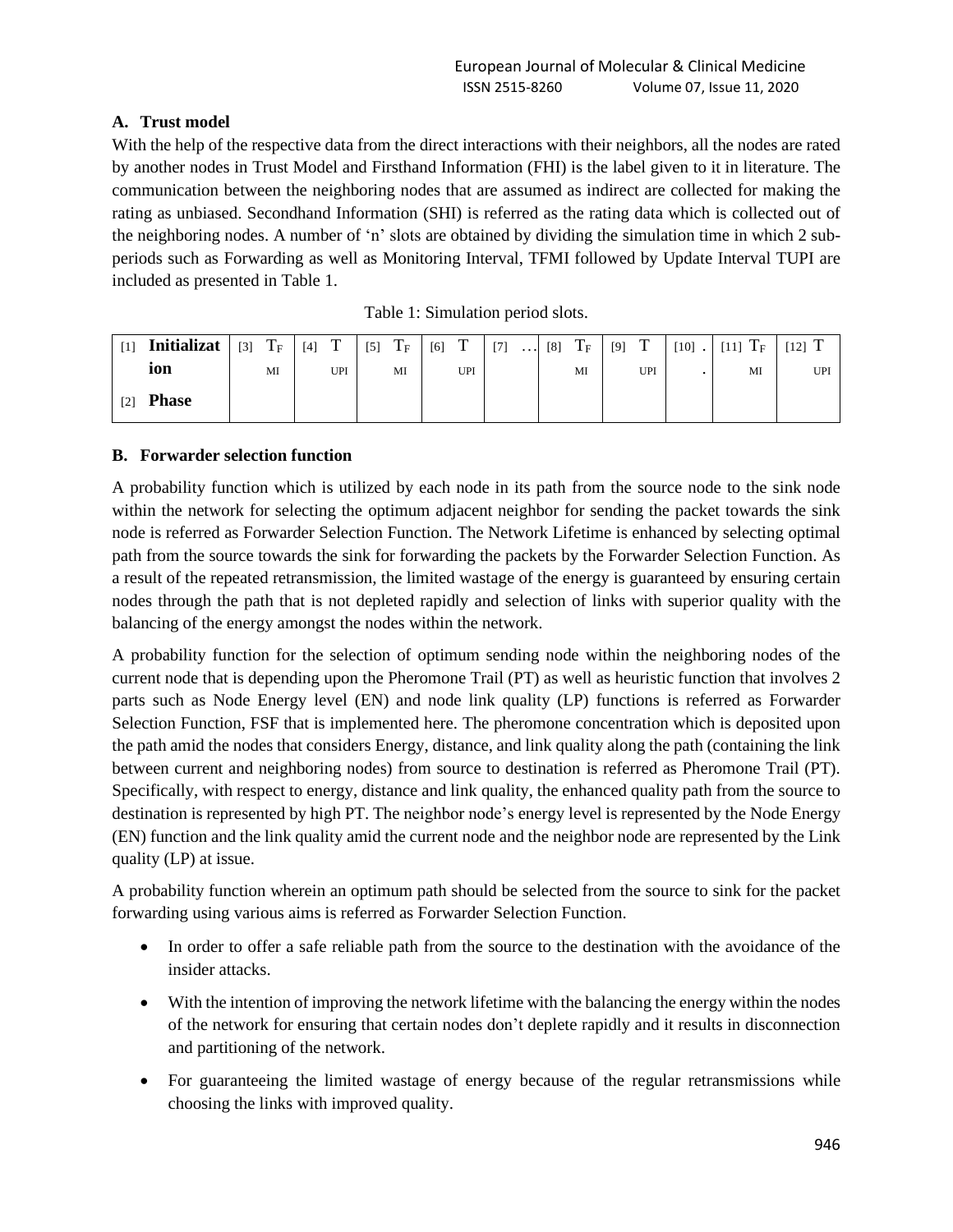### A. Trust model

With the help of the respective data from the direct interactions with their neighbors, all the nodes are rated by another nodes in Trust Model and Firsthand Information (FHI) is the label given to it in literature. The communication between the neighboring nodes that are assumed as indirect are collected for making the rating as unbiased. Secondhand Information (SHI) is referred as the rating data which is collected out of the neighboring nodes. A number of 'n' slots are obtained by dividing the simulation time in which 2 sub-periods such as Forwarding as well as Monitoring Interval, TFMI followed by Update Interval TUPI are included as presented in Table 1.

Table 1: Simulation period slots.

| [1] **Initialization** [2] **Phase** | [3] $T_{FMI}$ | [4] $T_{UPI}$ | [5] $T_{FMI}$ | [6] $T_{UPI}$ | [7] … | [8] $T_{FMI}$ | [9] $T_{UPI}$ | [10] . . | [11] $T_{FMI}$ | [12] $T_{UPI}$ |
|---|---|---|---|---|---|---|---|---|---|---|

### B. Forwarder selection function

A probability function which is utilized by each node in its path from the source node to the sink node within the network for selecting the optimum adjacent neighbor for sending the packet towards the sink node is referred as Forwarder Selection Function. The Network Lifetime is enhanced by selecting optimal path from the source towards the sink for forwarding the packets by the Forwarder Selection Function. As a result of the repeated retransmission, the limited wastage of the energy is guaranteed by ensuring certain nodes through the path that is not depleted rapidly and selection of links with superior quality with the balancing of the energy amongst the nodes within the network.

A probability function for the selection of optimum sending node within the neighboring nodes of the current node that is depending upon the Pheromone Trail (PT) as well as heuristic function that involves 2 parts such as Node Energy level (EN) and node link quality (LP) functions is referred as Forwarder Selection Function, FSF that is implemented here. The pheromone concentration which is deposited upon the path amid the nodes that considers Energy, distance, and link quality along the path (containing the link between current and neighboring nodes) from source to destination is referred as Pheromone Trail (PT). Specifically, with respect to energy, distance and link quality, the enhanced quality path from the source to destination is represented by high PT. The neighbor node's energy level is represented by the Node Energy (EN) function and the link quality amid the current node and the neighbor node are represented by the Link quality (LP) at issue.

A probability function wherein an optimum path should be selected from the source to sink for the packet forwarding using various aims is referred as Forwarder Selection Function.

- In order to offer a safe reliable path from the source to the destination with the avoidance of the insider attacks.
- With the intention of improving the network lifetime with the balancing the energy within the nodes of the network for ensuring that certain nodes don't deplete rapidly and it results in disconnection and partitioning of the network.
- For guaranteeing the limited wastage of energy because of the regular retransmissions while choosing the links with improved quality.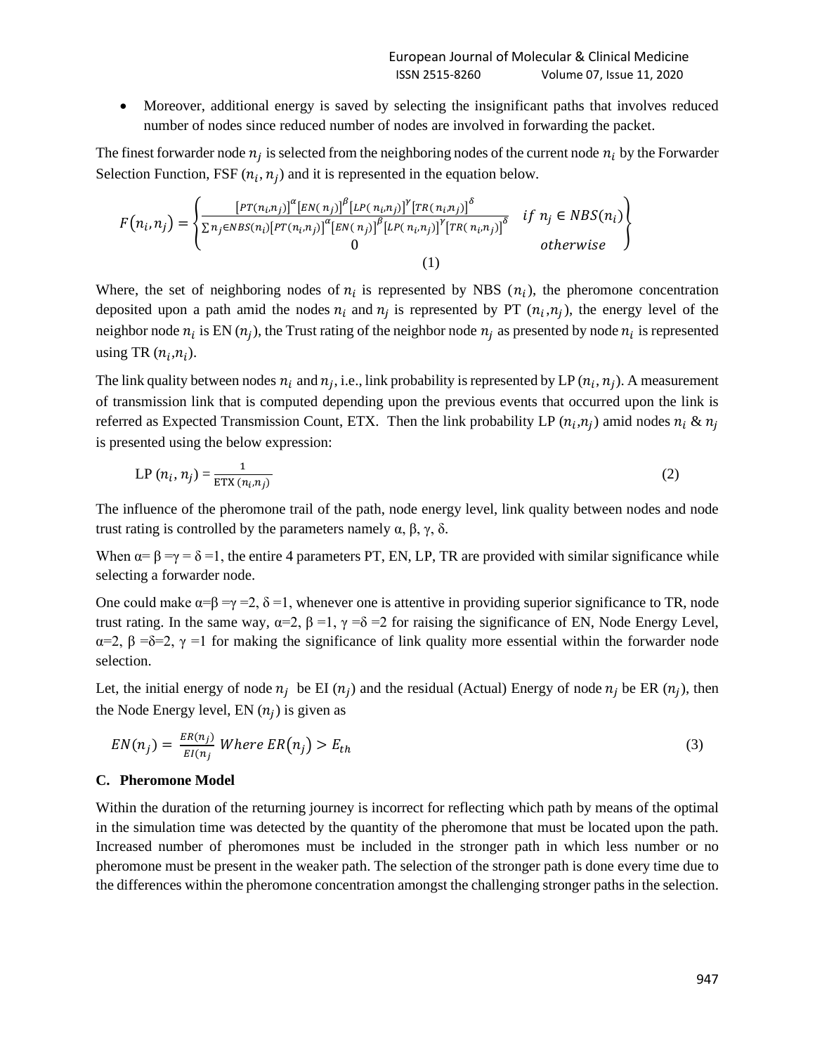- Moreover, additional energy is saved by selecting the insignificant paths that involves reduced number of nodes since reduced number of nodes are involved in forwarding the packet.

The finest forwarder node $n_j$ is selected from the neighboring nodes of the current node $n_i$ by the Forwarder Selection Function, FSF $(n_i, n_j)$ and it is represented in the equation below.

$$F(n_i, n_j) = \begin{Bmatrix} \frac{[PT(n_i,n_j)]^{\alpha}[EN(n_j)]^{\beta}[LP(n_i,n_j)]^{\gamma}[TR(n_i,n_j)]^{\delta}}{\sum n_j \in NBS(n_i)[PT(n_i,n_j)]^{\alpha}[EN(n_j)]^{\beta}[LP(n_i,n_j)]^{\gamma}[TR(n_i,n_j)]^{\delta}} & if\ n_j \in NBS(n_i) \\ 0 & otherwise \end{Bmatrix} \quad (1)$$

Where, the set of neighboring nodes of $n_i$ is represented by NBS $(n_i)$, the pheromone concentration deposited upon a path amid the nodes $n_i$ and $n_j$ is represented by PT $(n_i, n_j)$, the energy level of the neighbor node $n_i$ is EN $(n_j)$, the Trust rating of the neighbor node $n_j$ as presented by node $n_i$ is represented using TR $(n_i, n_i)$.

The link quality between nodes $n_i$ and $n_j$, i.e., link probability is represented by LP $(n_i, n_j)$. A measurement of transmission link that is computed depending upon the previous events that occurred upon the link is referred as Expected Transmission Count, ETX. Then the link probability LP $(n_i, n_j)$ amid nodes $n_i$ & $n_j$ is presented using the below expression:

$$\text{LP}\ (n_i, n_j) = \frac{1}{\text{ETX}\ (n_i, n_j)} \quad (2)$$

The influence of the pheromone trail of the path, node energy level, link quality between nodes and node trust rating is controlled by the parameters namely α, β, γ, δ.

When α= β =γ = δ =1, the entire 4 parameters PT, EN, LP, TR are provided with similar significance while selecting a forwarder node.

One could make α=β =γ =2, δ =1, whenever one is attentive in providing superior significance to TR, node trust rating. In the same way, α=2, β =1, γ =δ =2 for raising the significance of EN, Node Energy Level, α=2, β =δ=2, γ =1 for making the significance of link quality more essential within the forwarder node selection.

Let, the initial energy of node $n_j$ be EI $(n_j)$ and the residual (Actual) Energy of node $n_j$ be ER $(n_j)$, then the Node Energy level, EN $(n_j)$ is given as

$$EN(n_j) = \frac{ER(n_j)}{EI(n_j} \ Where\ ER(n_j) > E_{th} \quad (3)$$

### C. Pheromone Model

Within the duration of the returning journey is incorrect for reflecting which path by means of the optimal in the simulation time was detected by the quantity of the pheromone that must be located upon the path. Increased number of pheromones must be included in the stronger path in which less number or no pheromone must be present in the weaker path. The selection of the stronger path is done every time due to the differences within the pheromone concentration amongst the challenging stronger paths in the selection.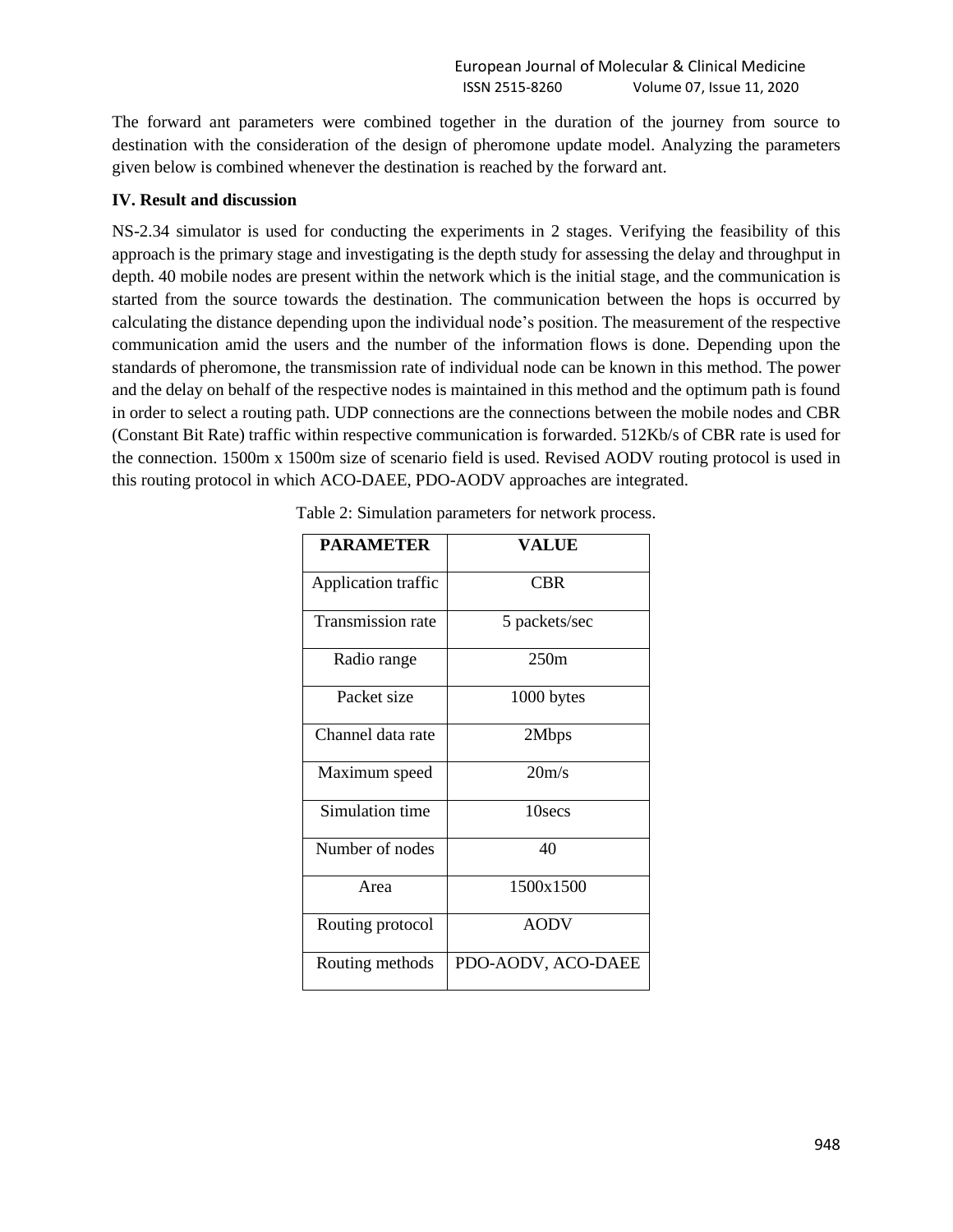The forward ant parameters were combined together in the duration of the journey from source to destination with the consideration of the design of pheromone update model. Analyzing the parameters given below is combined whenever the destination is reached by the forward ant.

## IV. Result and discussion

NS-2.34 simulator is used for conducting the experiments in 2 stages. Verifying the feasibility of this approach is the primary stage and investigating is the depth study for assessing the delay and throughput in depth. 40 mobile nodes are present within the network which is the initial stage, and the communication is started from the source towards the destination. The communication between the hops is occurred by calculating the distance depending upon the individual node's position. The measurement of the respective communication amid the users and the number of the information flows is done. Depending upon the standards of pheromone, the transmission rate of individual node can be known in this method. The power and the delay on behalf of the respective nodes is maintained in this method and the optimum path is found in order to select a routing path. UDP connections are the connections between the mobile nodes and CBR (Constant Bit Rate) traffic within respective communication is forwarded. 512Kb/s of CBR rate is used for the connection. 1500m x 1500m size of scenario field is used. Revised AODV routing protocol is used in this routing protocol in which ACO-DAEE, PDO-AODV approaches are integrated.

Table 2: Simulation parameters for network process.

| PARAMETER | VALUE |
|---|---|
| Application traffic | CBR |
| Transmission rate | 5 packets/sec |
| Radio range | 250m |
| Packet size | 1000 bytes |
| Channel data rate | 2Mbps |
| Maximum speed | 20m/s |
| Simulation time | 10secs |
| Number of nodes | 40 |
| Area | 1500x1500 |
| Routing protocol | AODV |
| Routing methods | PDO-AODV, ACO-DAEE |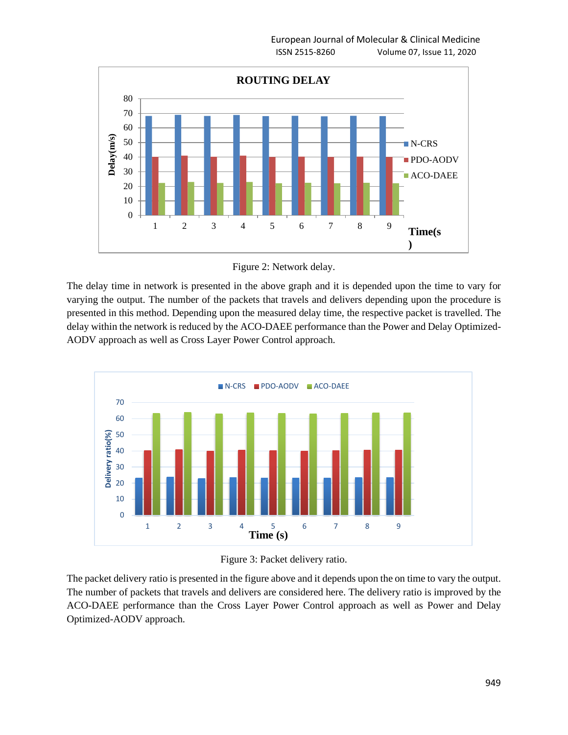Figure 2: Network delay.

The delay time in network is presented in the above graph and it is depended upon the time to vary for varying the output. The number of the packets that travels and delivers depending upon the procedure is presented in this method. Depending upon the measured delay time, the respective packet is travelled. The delay within the network is reduced by the ACO-DAEE performance than the Power and Delay Optimized-AODV approach as well as Cross Layer Power Control approach.

Figure 3: Packet delivery ratio.

The packet delivery ratio is presented in the figure above and it depends upon the on time to vary the output. The number of packets that travels and delivers are considered here. The delivery ratio is improved by the ACO-DAEE performance than the Cross Layer Power Control approach as well as Power and Delay Optimized-AODV approach.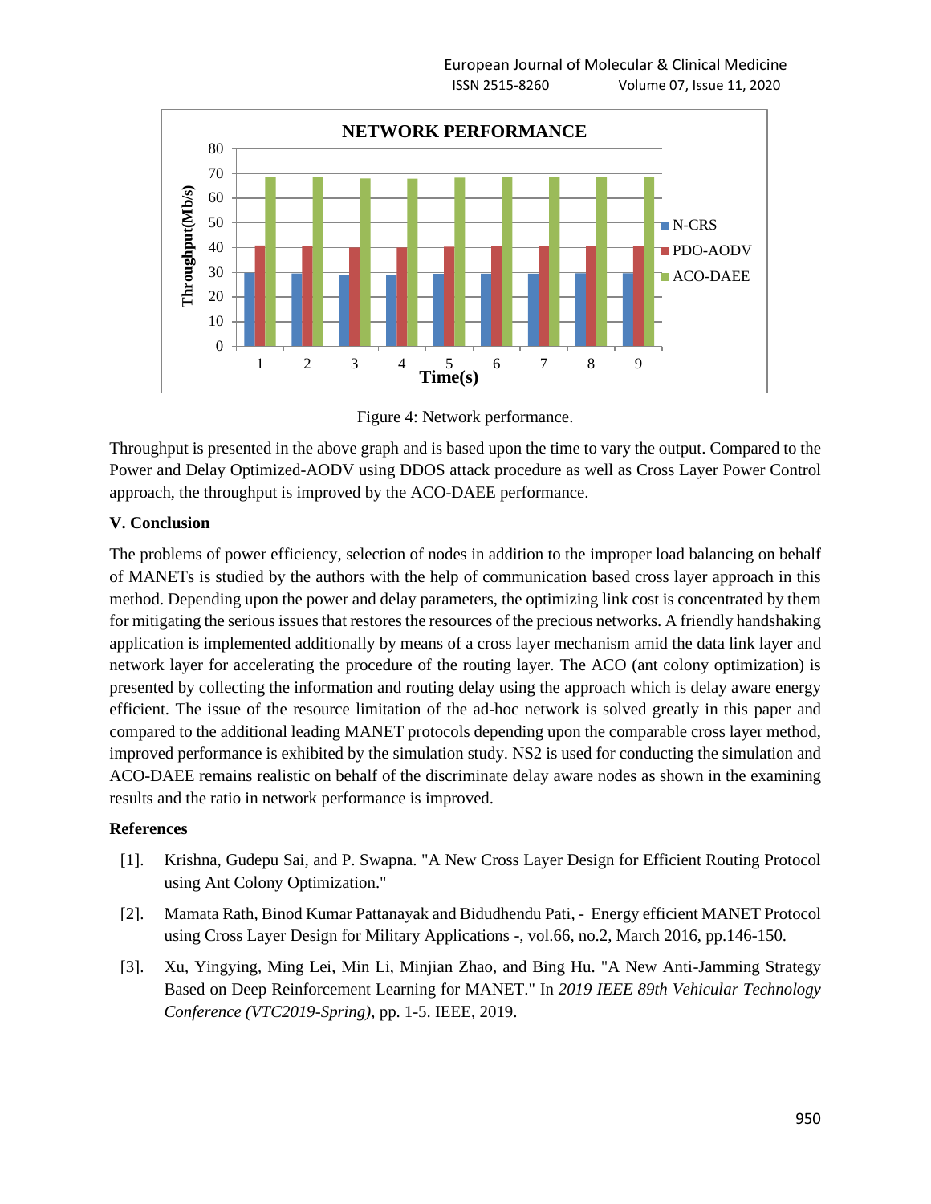Figure 4: Network performance.

Throughput is presented in the above graph and is based upon the time to vary the output. Compared to the Power and Delay Optimized-AODV using DDOS attack procedure as well as Cross Layer Power Control approach, the throughput is improved by the ACO-DAEE performance.

## V. Conclusion

The problems of power efficiency, selection of nodes in addition to the improper load balancing on behalf of MANETs is studied by the authors with the help of communication based cross layer approach in this method. Depending upon the power and delay parameters, the optimizing link cost is concentrated by them for mitigating the serious issues that restores the resources of the precious networks. A friendly handshaking application is implemented additionally by means of a cross layer mechanism amid the data link layer and network layer for accelerating the procedure of the routing layer. The ACO (ant colony optimization) is presented by collecting the information and routing delay using the approach which is delay aware energy efficient. The issue of the resource limitation of the ad-hoc network is solved greatly in this paper and compared to the additional leading MANET protocols depending upon the comparable cross layer method, improved performance is exhibited by the simulation study. NS2 is used for conducting the simulation and ACO-DAEE remains realistic on behalf of the discriminate delay aware nodes as shown in the examining results and the ratio in network performance is improved.

## References

[1]. Krishna, Gudepu Sai, and P. Swapna. "A New Cross Layer Design for Efficient Routing Protocol using Ant Colony Optimization."

[2]. Mamata Rath, Binod Kumar Pattanayak and Bidudhendu Pati, - Energy efficient MANET Protocol using Cross Layer Design for Military Applications -, vol.66, no.2, March 2016, pp.146-150.

[3]. Xu, Yingying, Ming Lei, Min Li, Minjian Zhao, and Bing Hu. "A New Anti-Jamming Strategy Based on Deep Reinforcement Learning for MANET." In *2019 IEEE 89th Vehicular Technology Conference (VTC2019-Spring)*, pp. 1-5. IEEE, 2019.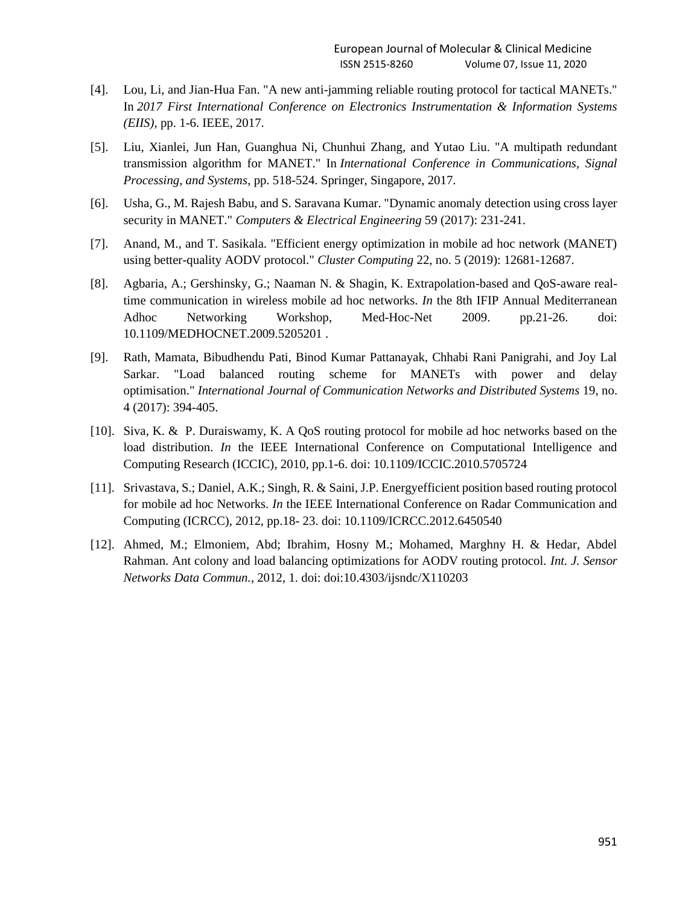[4]. Lou, Li, and Jian-Hua Fan. "A new anti-jamming reliable routing protocol for tactical MANETs." In *2017 First International Conference on Electronics Instrumentation & Information Systems (EIIS)*, pp. 1-6. IEEE, 2017.

[5]. Liu, Xianlei, Jun Han, Guanghua Ni, Chunhui Zhang, and Yutao Liu. "A multipath redundant transmission algorithm for MANET." In *International Conference in Communications, Signal Processing, and Systems*, pp. 518-524. Springer, Singapore, 2017.

[6]. Usha, G., M. Rajesh Babu, and S. Saravana Kumar. "Dynamic anomaly detection using cross layer security in MANET." *Computers & Electrical Engineering* 59 (2017): 231-241.

[7]. Anand, M., and T. Sasikala. "Efficient energy optimization in mobile ad hoc network (MANET) using better-quality AODV protocol." *Cluster Computing* 22, no. 5 (2019): 12681-12687.

[8]. Agbaria, A.; Gershinsky, G.; Naaman N. & Shagin, K. Extrapolation-based and QoS-aware real-time communication in wireless mobile ad hoc networks. *In* the 8th IFIP Annual Mediterranean Adhoc Networking Workshop, Med-Hoc-Net 2009. pp.21-26. doi: 10.1109/MEDHOCNET.2009.5205201 .

[9]. Rath, Mamata, Bibudhendu Pati, Binod Kumar Pattanayak, Chhabi Rani Panigrahi, and Joy Lal Sarkar. "Load balanced routing scheme for MANETs with power and delay optimisation." *International Journal of Communication Networks and Distributed Systems* 19, no. 4 (2017): 394-405.

[10]. Siva, K. & P. Duraiswamy, K. A QoS routing protocol for mobile ad hoc networks based on the load distribution. *In* the IEEE International Conference on Computational Intelligence and Computing Research (ICCIC), 2010, pp.1-6. doi: 10.1109/ICCIC.2010.5705724

[11]. Srivastava, S.; Daniel, A.K.; Singh, R. & Saini, J.P. Energyefficient position based routing protocol for mobile ad hoc Networks. *In* the IEEE International Conference on Radar Communication and Computing (ICRCC), 2012, pp.18- 23. doi: 10.1109/ICRCC.2012.6450540

[12]. Ahmed, M.; Elmoniem, Abd; Ibrahim, Hosny M.; Mohamed, Marghny H. & Hedar, Abdel Rahman. Ant colony and load balancing optimizations for AODV routing protocol. *Int. J. Sensor Networks Data Commun.*, 2012, 1. doi: doi:10.4303/ijsndc/X110203